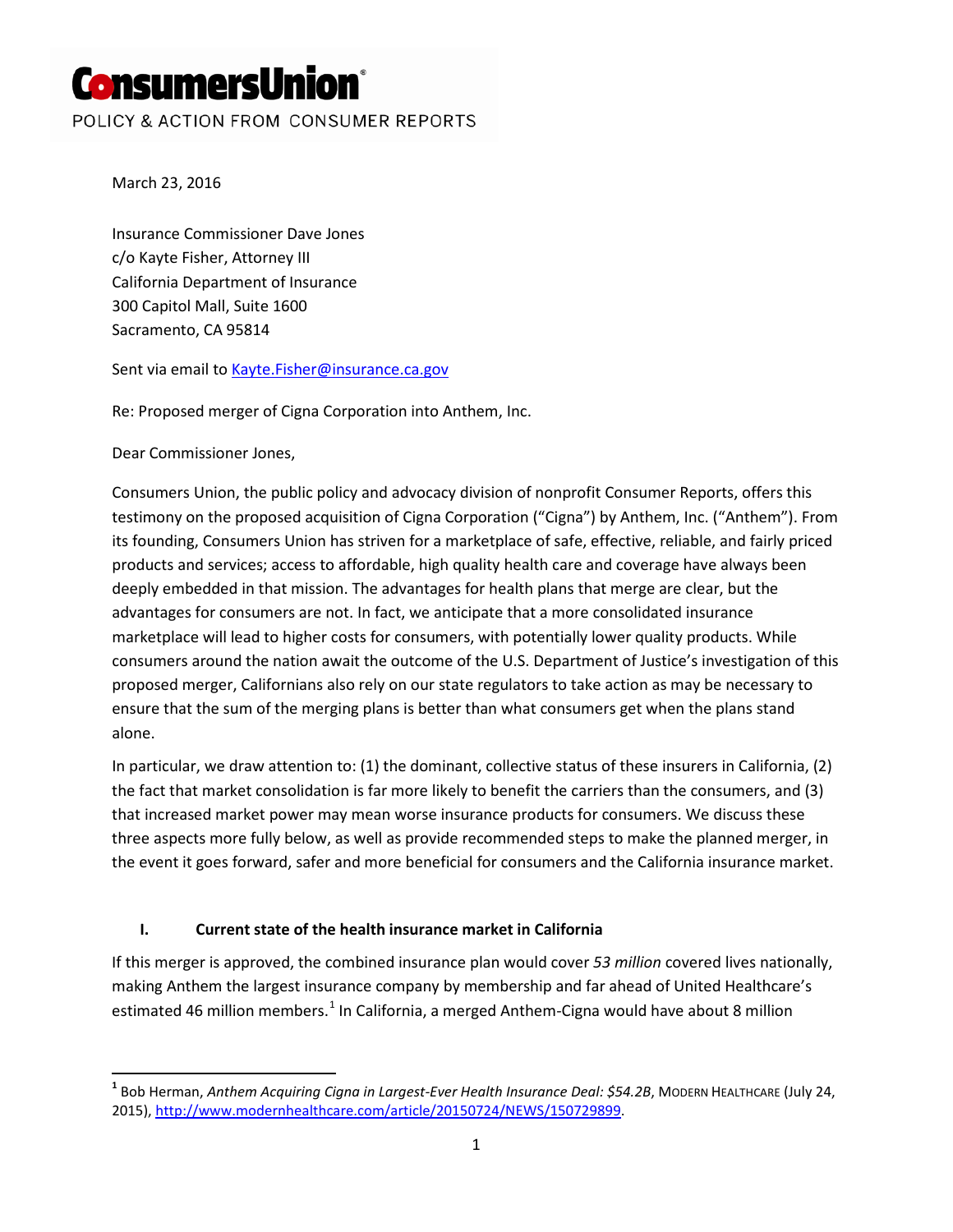# ConsumersUnion

POLICY & ACTION FROM CONSUMER REPORTS

March 23, 2016

Insurance Commissioner Dave Jones
c/o Kayte Fisher, Attorney III
California Department of Insurance
300 Capitol Mall, Suite 1600
Sacramento, CA 95814

Sent via email to Kayte.Fisher@insurance.ca.gov

Re: Proposed merger of Cigna Corporation into Anthem, Inc.

Dear Commissioner Jones,

Consumers Union, the public policy and advocacy division of nonprofit Consumer Reports, offers this testimony on the proposed acquisition of Cigna Corporation ("Cigna") by Anthem, Inc. ("Anthem"). From its founding, Consumers Union has striven for a marketplace of safe, effective, reliable, and fairly priced products and services; access to affordable, high quality health care and coverage have always been deeply embedded in that mission. The advantages for health plans that merge are clear, but the advantages for consumers are not. In fact, we anticipate that a more consolidated insurance marketplace will lead to higher costs for consumers, with potentially lower quality products. While consumers around the nation await the outcome of the U.S. Department of Justice's investigation of this proposed merger, Californians also rely on our state regulators to take action as may be necessary to ensure that the sum of the merging plans is better than what consumers get when the plans stand alone.

In particular, we draw attention to: (1) the dominant, collective status of these insurers in California, (2) the fact that market consolidation is far more likely to benefit the carriers than the consumers, and (3) that increased market power may mean worse insurance products for consumers. We discuss these three aspects more fully below, as well as provide recommended steps to make the planned merger, in the event it goes forward, safer and more beneficial for consumers and the California insurance market.

## I. Current state of the health insurance market in California

If this merger is approved, the combined insurance plan would cover *53 million* covered lives nationally, making Anthem the largest insurance company by membership and far ahead of United Healthcare's estimated 46 million members.[1] In California, a merged Anthem-Cigna would have about 8 million

---

[1] Bob Herman, *Anthem Acquiring Cigna in Largest-Ever Health Insurance Deal: $54.2B*, MODERN HEALTHCARE (July 24, 2015), http://www.modernhealthcare.com/article/20150724/NEWS/150729899.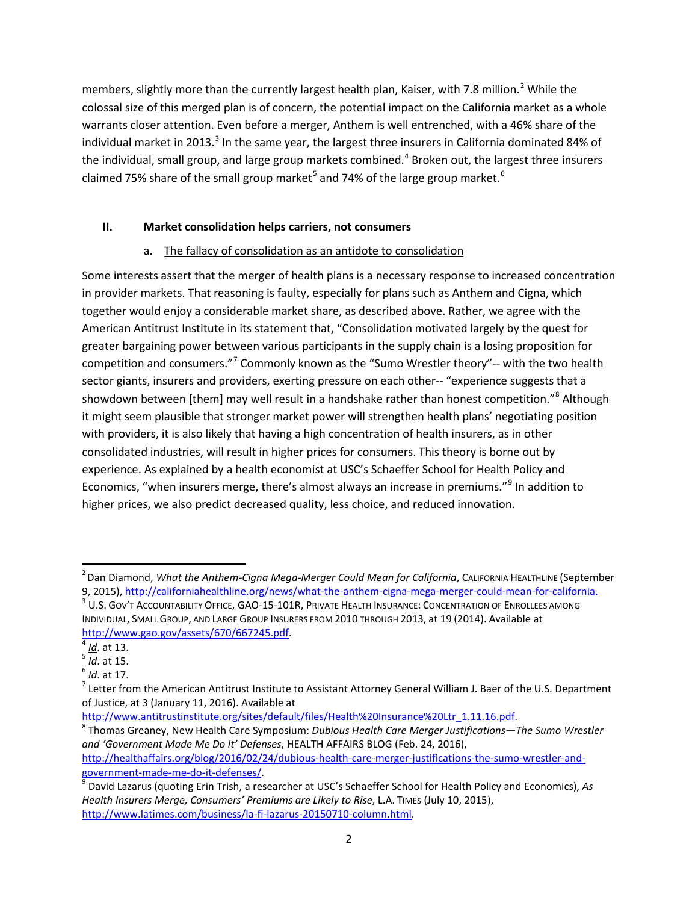members, slightly more than the currently largest health plan, Kaiser, with 7.8 million.[2] While the colossal size of this merged plan is of concern, the potential impact on the California market as a whole warrants closer attention. Even before a merger, Anthem is well entrenched, with a 46% share of the individual market in 2013.[3] In the same year, the largest three insurers in California dominated 84% of the individual, small group, and large group markets combined.[4] Broken out, the largest three insurers claimed 75% share of the small group market[5] and 74% of the large group market.[6]

## II. Market consolidation helps carriers, not consumers

### a. The fallacy of consolidation as an antidote to consolidation

Some interests assert that the merger of health plans is a necessary response to increased concentration in provider markets. That reasoning is faulty, especially for plans such as Anthem and Cigna, which together would enjoy a considerable market share, as described above. Rather, we agree with the American Antitrust Institute in its statement that, "Consolidation motivated largely by the quest for greater bargaining power between various participants in the supply chain is a losing proposition for competition and consumers."[7] Commonly known as the "Sumo Wrestler theory"-- with the two health sector giants, insurers and providers, exerting pressure on each other-- "experience suggests that a showdown between [them] may well result in a handshake rather than honest competition."[8] Although it might seem plausible that stronger market power will strengthen health plans' negotiating position with providers, it is also likely that having a high concentration of health insurers, as in other consolidated industries, will result in higher prices for consumers. This theory is borne out by experience. As explained by a health economist at USC's Schaeffer School for Health Policy and Economics, "when insurers merge, there's almost always an increase in premiums."[9] In addition to higher prices, we also predict decreased quality, less choice, and reduced innovation.

---

[2] Dan Diamond, *What the Anthem-Cigna Mega-Merger Could Mean for California*, CALIFORNIA HEALTHLINE (September 9, 2015), http://californiahealthline.org/news/what-the-anthem-cigna-mega-merger-could-mean-for-california.

[3] U.S. GOV'T ACCOUNTABILITY OFFICE, GAO-15-101R, PRIVATE HEALTH INSURANCE: CONCENTRATION OF ENROLLEES AMONG INDIVIDUAL, SMALL GROUP, AND LARGE GROUP INSURERS FROM 2010 THROUGH 2013, at 19 (2014). Available at http://www.gao.gov/assets/670/667245.pdf.

[4] *Id*. at 13.

[5] *Id*. at 15.

[6] *Id*. at 17.

[7] Letter from the American Antitrust Institute to Assistant Attorney General William J. Baer of the U.S. Department of Justice, at 3 (January 11, 2016). Available at http://www.antitrustinstitute.org/sites/default/files/Health%20Insurance%20Ltr_1.11.16.pdf.

[8] Thomas Greaney, New Health Care Symposium: *Dubious Health Care Merger Justifications—The Sumo Wrestler and 'Government Made Me Do It' Defenses*, HEALTH AFFAIRS BLOG (Feb. 24, 2016), http://healthaffairs.org/blog/2016/02/24/dubious-health-care-merger-justifications-the-sumo-wrestler-and-government-made-me-do-it-defenses/.

[9] David Lazarus (quoting Erin Trish, a researcher at USC's Schaeffer School for Health Policy and Economics), *As Health Insurers Merge, Consumers' Premiums are Likely to Rise*, L.A. TIMES (July 10, 2015), http://www.latimes.com/business/la-fi-lazarus-20150710-column.html.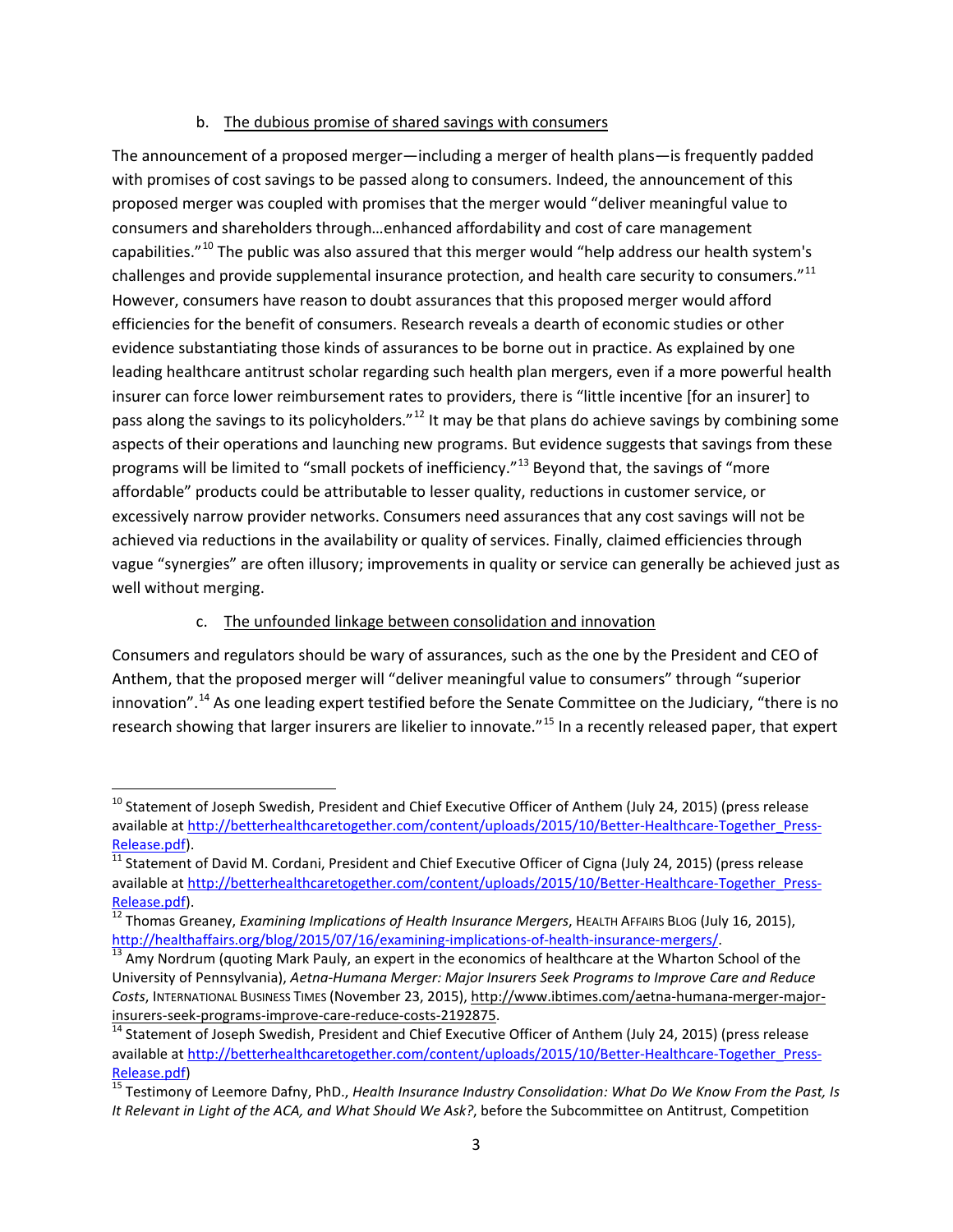b. <u>The dubious promise of shared savings with consumers</u>

The announcement of a proposed merger—including a merger of health plans—is frequently padded with promises of cost savings to be passed along to consumers. Indeed, the announcement of this proposed merger was coupled with promises that the merger would "deliver meaningful value to consumers and shareholders through…enhanced affordability and cost of care management capabilities."[10] The public was also assured that this merger would "help address our health system's challenges and provide supplemental insurance protection, and health care security to consumers."[11] However, consumers have reason to doubt assurances that this proposed merger would afford efficiencies for the benefit of consumers. Research reveals a dearth of economic studies or other evidence substantiating those kinds of assurances to be borne out in practice. As explained by one leading healthcare antitrust scholar regarding such health plan mergers, even if a more powerful health insurer can force lower reimbursement rates to providers, there is "little incentive [for an insurer] to pass along the savings to its policyholders."[12] It may be that plans do achieve savings by combining some aspects of their operations and launching new programs. But evidence suggests that savings from these programs will be limited to "small pockets of inefficiency."[13] Beyond that, the savings of "more affordable" products could be attributable to lesser quality, reductions in customer service, or excessively narrow provider networks. Consumers need assurances that any cost savings will not be achieved via reductions in the availability or quality of services. Finally, claimed efficiencies through vague "synergies" are often illusory; improvements in quality or service can generally be achieved just as well without merging.

c. <u>The unfounded linkage between consolidation and innovation</u>

Consumers and regulators should be wary of assurances, such as the one by the President and CEO of Anthem, that the proposed merger will "deliver meaningful value to consumers" through "superior innovation".[14] As one leading expert testified before the Senate Committee on the Judiciary, "there is no research showing that larger insurers are likelier to innovate."[15] In a recently released paper, that expert

---

[10] Statement of Joseph Swedish, President and Chief Executive Officer of Anthem (July 24, 2015) (press release available at http://betterhealthcaretogether.com/content/uploads/2015/10/Better-Healthcare-Together_Press-Release.pdf).

[11] Statement of David M. Cordani, President and Chief Executive Officer of Cigna (July 24, 2015) (press release available at http://betterhealthcaretogether.com/content/uploads/2015/10/Better-Healthcare-Together_Press-Release.pdf).

[12] Thomas Greaney, *Examining Implications of Health Insurance Mergers*, HEALTH AFFAIRS BLOG (July 16, 2015), http://healthaffairs.org/blog/2015/07/16/examining-implications-of-health-insurance-mergers/.

[13] Amy Nordrum (quoting Mark Pauly, an expert in the economics of healthcare at the Wharton School of the University of Pennsylvania), *Aetna-Humana Merger: Major Insurers Seek Programs to Improve Care and Reduce Costs*, INTERNATIONAL BUSINESS TIMES (November 23, 2015), http://www.ibtimes.com/aetna-humana-merger-major-insurers-seek-programs-improve-care-reduce-costs-2192875.

[14] Statement of Joseph Swedish, President and Chief Executive Officer of Anthem (July 24, 2015) (press release available at http://betterhealthcaretogether.com/content/uploads/2015/10/Better-Healthcare-Together_Press-Release.pdf)

[15] Testimony of Leemore Dafny, PhD., *Health Insurance Industry Consolidation: What Do We Know From the Past, Is It Relevant in Light of the ACA, and What Should We Ask?*, before the Subcommittee on Antitrust, Competition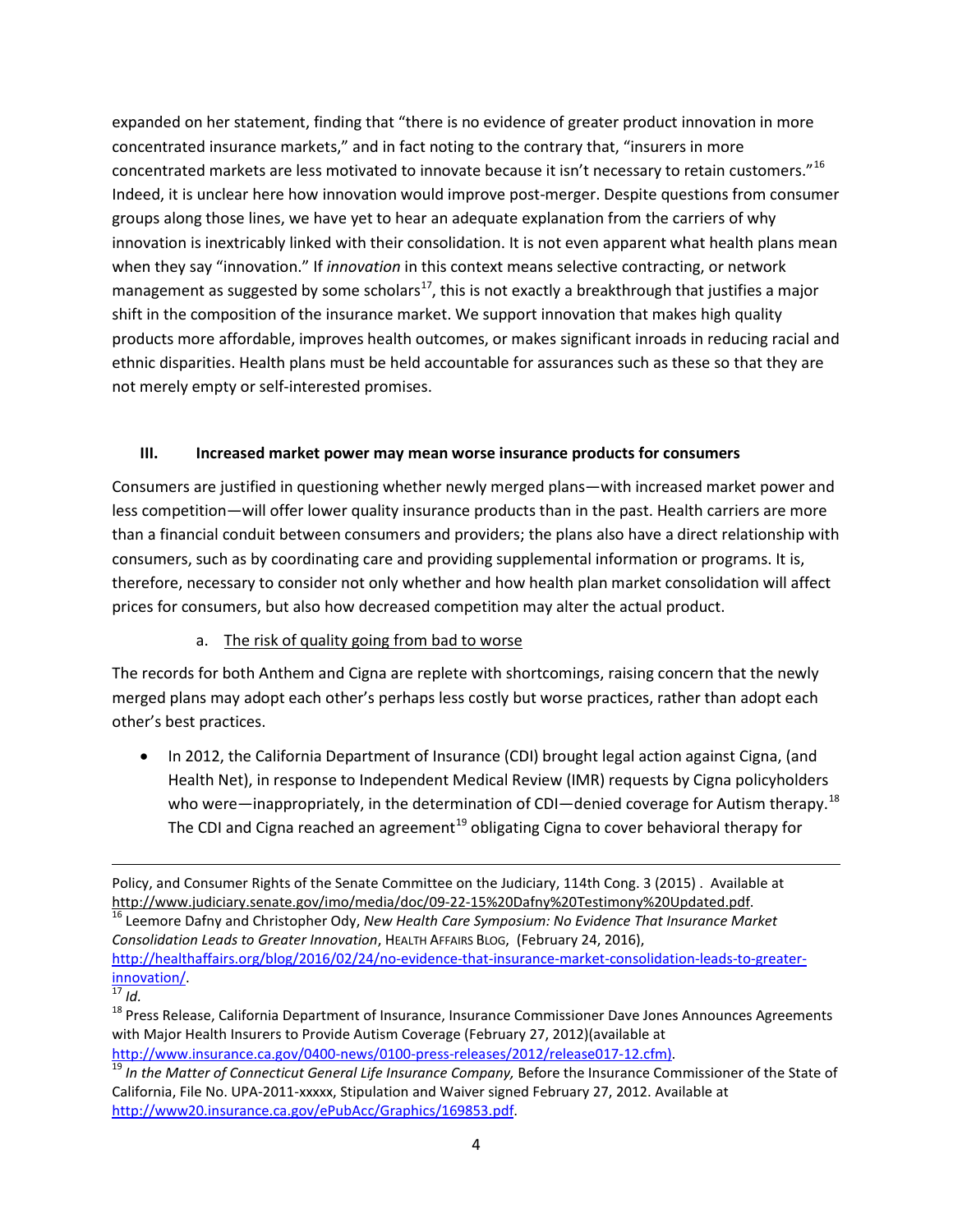expanded on her statement, finding that "there is no evidence of greater product innovation in more concentrated insurance markets," and in fact noting to the contrary that, "insurers in more concentrated markets are less motivated to innovate because it isn't necessary to retain customers."[16] Indeed, it is unclear here how innovation would improve post-merger. Despite questions from consumer groups along those lines, we have yet to hear an adequate explanation from the carriers of why innovation is inextricably linked with their consolidation. It is not even apparent what health plans mean when they say "innovation." If *innovation* in this context means selective contracting, or network management as suggested by some scholars[17], this is not exactly a breakthrough that justifies a major shift in the composition of the insurance market. We support innovation that makes high quality products more affordable, improves health outcomes, or makes significant inroads in reducing racial and ethnic disparities. Health plans must be held accountable for assurances such as these so that they are not merely empty or self-interested promises.

## III. Increased market power may mean worse insurance products for consumers

Consumers are justified in questioning whether newly merged plans—with increased market power and less competition—will offer lower quality insurance products than in the past. Health carriers are more than a financial conduit between consumers and providers; the plans also have a direct relationship with consumers, such as by coordinating care and providing supplemental information or programs. It is, therefore, necessary to consider not only whether and how health plan market consolidation will affect prices for consumers, but also how decreased competition may alter the actual product.

### a. <u>The risk of quality going from bad to worse</u>

The records for both Anthem and Cigna are replete with shortcomings, raising concern that the newly merged plans may adopt each other's perhaps less costly but worse practices, rather than adopt each other's best practices.

- In 2012, the California Department of Insurance (CDI) brought legal action against Cigna, (and Health Net), in response to Independent Medical Review (IMR) requests by Cigna policyholders who were—inappropriately, in the determination of CDI—denied coverage for Autism therapy.[18] The CDI and Cigna reached an agreement[19] obligating Cigna to cover behavioral therapy for

---

Policy, and Consumer Rights of the Senate Committee on the Judiciary, 114th Cong. 3 (2015) . Available at http://www.judiciary.senate.gov/imo/media/doc/09-22-15%20Dafny%20Testimony%20Updated.pdf.

[16] Leemore Dafny and Christopher Ody, *New Health Care Symposium: No Evidence That Insurance Market Consolidation Leads to Greater Innovation*, HEALTH AFFAIRS BLOG, (February 24, 2016), http://healthaffairs.org/blog/2016/02/24/no-evidence-that-insurance-market-consolidation-leads-to-greater-innovation/.

[17] *Id.*

[18] Press Release, California Department of Insurance, Insurance Commissioner Dave Jones Announces Agreements with Major Health Insurers to Provide Autism Coverage (February 27, 2012)(available at http://www.insurance.ca.gov/0400-news/0100-press-releases/2012/release017-12.cfm).

[19] *In the Matter of Connecticut General Life Insurance Company,* Before the Insurance Commissioner of the State of California, File No. UPA-2011-xxxxx, Stipulation and Waiver signed February 27, 2012. Available at http://www20.insurance.ca.gov/ePubAcc/Graphics/169853.pdf.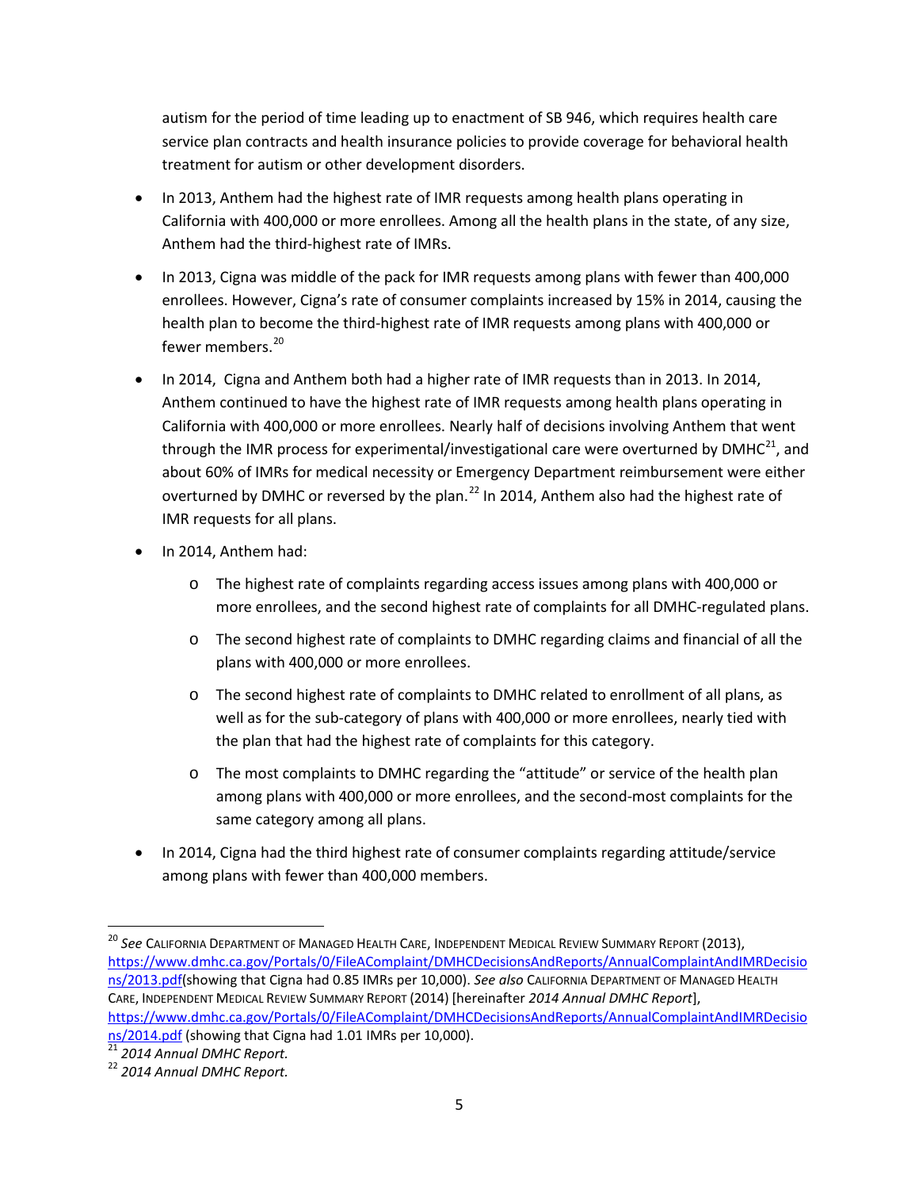autism for the period of time leading up to enactment of SB 946, which requires health care service plan contracts and health insurance policies to provide coverage for behavioral health treatment for autism or other development disorders.

- In 2013, Anthem had the highest rate of IMR requests among health plans operating in California with 400,000 or more enrollees. Among all the health plans in the state, of any size, Anthem had the third-highest rate of IMRs.
- In 2013, Cigna was middle of the pack for IMR requests among plans with fewer than 400,000 enrollees. However, Cigna's rate of consumer complaints increased by 15% in 2014, causing the health plan to become the third-highest rate of IMR requests among plans with 400,000 or fewer members.[20]
- In 2014, Cigna and Anthem both had a higher rate of IMR requests than in 2013. In 2014, Anthem continued to have the highest rate of IMR requests among health plans operating in California with 400,000 or more enrollees. Nearly half of decisions involving Anthem that went through the IMR process for experimental/investigational care were overturned by DMHC[21], and about 60% of IMRs for medical necessity or Emergency Department reimbursement were either overturned by DMHC or reversed by the plan.[22] In 2014, Anthem also had the highest rate of IMR requests for all plans.
- In 2014, Anthem had:
  - The highest rate of complaints regarding access issues among plans with 400,000 or more enrollees, and the second highest rate of complaints for all DMHC-regulated plans.
  - The second highest rate of complaints to DMHC regarding claims and financial of all the plans with 400,000 or more enrollees.
  - The second highest rate of complaints to DMHC related to enrollment of all plans, as well as for the sub-category of plans with 400,000 or more enrollees, nearly tied with the plan that had the highest rate of complaints for this category.
  - The most complaints to DMHC regarding the "attitude" or service of the health plan among plans with 400,000 or more enrollees, and the second-most complaints for the same category among all plans.
- In 2014, Cigna had the third highest rate of consumer complaints regarding attitude/service among plans with fewer than 400,000 members.

---

[20] *See* California Department of Managed Health Care, Independent Medical Review Summary Report (2013), https://www.dmhc.ca.gov/Portals/0/FileAComplaint/DMHCDecisionsAndReports/AnnualComplaintAndIMRDecisions/2013.pdf(showing that Cigna had 0.85 IMRs per 10,000). *See also* California Department of Managed Health Care, Independent Medical Review Summary Report (2014) [hereinafter *2014 Annual DMHC Report*], https://www.dmhc.ca.gov/Portals/0/FileAComplaint/DMHCDecisionsAndReports/AnnualComplaintAndIMRDecisions/2014.pdf (showing that Cigna had 1.01 IMRs per 10,000).

[21] *2014 Annual DMHC Report.*

[22] *2014 Annual DMHC Report.*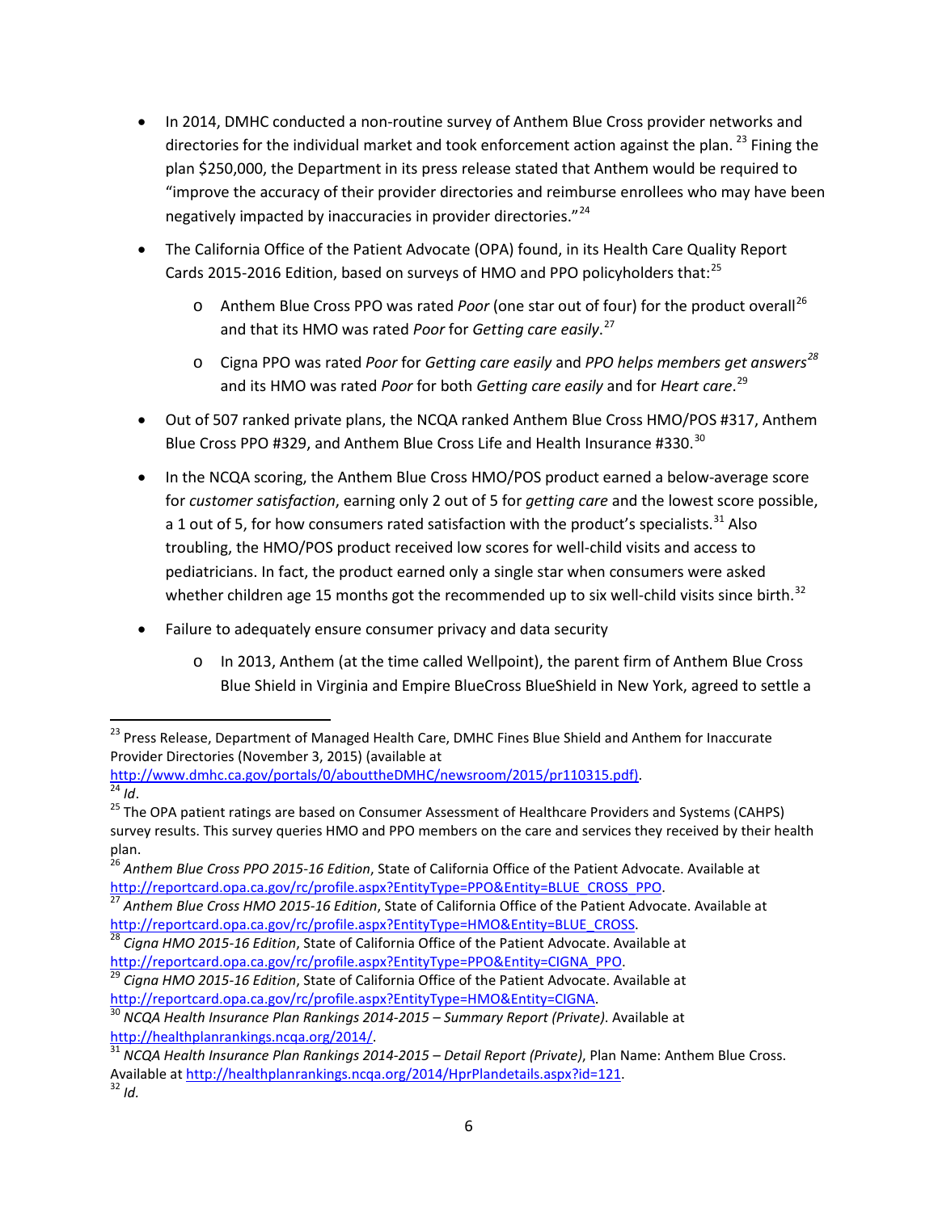- In 2014, DMHC conducted a non-routine survey of Anthem Blue Cross provider networks and directories for the individual market and took enforcement action against the plan. [23] Fining the plan $250,000, the Department in its press release stated that Anthem would be required to "improve the accuracy of their provider directories and reimburse enrollees who may have been negatively impacted by inaccuracies in provider directories." [24]
- The California Office of the Patient Advocate (OPA) found, in its Health Care Quality Report Cards 2015-2016 Edition, based on surveys of HMO and PPO policyholders that: [25]
  - Anthem Blue Cross PPO was rated *Poor* (one star out of four) for the product overall [26] and that its HMO was rated *Poor* for *Getting care easily*. [27]
  - Cigna PPO was rated *Poor* for *Getting care easily* and *PPO helps members get answers* [28] and its HMO was rated *Poor* for both *Getting care easily* and for *Heart care*. [29]
- Out of 507 ranked private plans, the NCQA ranked Anthem Blue Cross HMO/POS #317, Anthem Blue Cross PPO #329, and Anthem Blue Cross Life and Health Insurance #330. [30]
- In the NCQA scoring, the Anthem Blue Cross HMO/POS product earned a below-average score for *customer satisfaction*, earning only 2 out of 5 for *getting care* and the lowest score possible, a 1 out of 5, for how consumers rated satisfaction with the product's specialists. [31] Also troubling, the HMO/POS product received low scores for well-child visits and access to pediatricians. In fact, the product earned only a single star when consumers were asked whether children age 15 months got the recommended up to six well-child visits since birth. [32]
- Failure to adequately ensure consumer privacy and data security
  - In 2013, Anthem (at the time called Wellpoint), the parent firm of Anthem Blue Cross Blue Shield in Virginia and Empire BlueCross BlueShield in New York, agreed to settle a

---

[23] Press Release, Department of Managed Health Care, DMHC Fines Blue Shield and Anthem for Inaccurate Provider Directories (November 3, 2015) (available at http://www.dmhc.ca.gov/portals/0/abouttheDMHC/newsroom/2015/pr110315.pdf).

[24] *Id*.

[25] The OPA patient ratings are based on Consumer Assessment of Healthcare Providers and Systems (CAHPS) survey results. This survey queries HMO and PPO members on the care and services they received by their health plan.

[26] *Anthem Blue Cross PPO 2015-16 Edition*, State of California Office of the Patient Advocate. Available at http://reportcard.opa.ca.gov/rc/profile.aspx?EntityType=PPO&Entity=BLUE_CROSS_PPO.

[27] *Anthem Blue Cross HMO 2015-16 Edition*, State of California Office of the Patient Advocate. Available at http://reportcard.opa.ca.gov/rc/profile.aspx?EntityType=HMO&Entity=BLUE_CROSS.

[28] *Cigna HMO 2015-16 Edition*, State of California Office of the Patient Advocate. Available at http://reportcard.opa.ca.gov/rc/profile.aspx?EntityType=PPO&Entity=CIGNA_PPO.

[29] *Cigna HMO 2015-16 Edition*, State of California Office of the Patient Advocate. Available at http://reportcard.opa.ca.gov/rc/profile.aspx?EntityType=HMO&Entity=CIGNA.

[30] *NCQA Health Insurance Plan Rankings 2014-2015 – Summary Report (Private)*. Available at http://healthplanrankings.ncqa.org/2014/.

[31] *NCQA Health Insurance Plan Rankings 2014-2015 – Detail Report (Private)*, Plan Name: Anthem Blue Cross. Available at http://healthplanrankings.ncqa.org/2014/HprPlandetails.aspx?id=121.

[32] *Id.*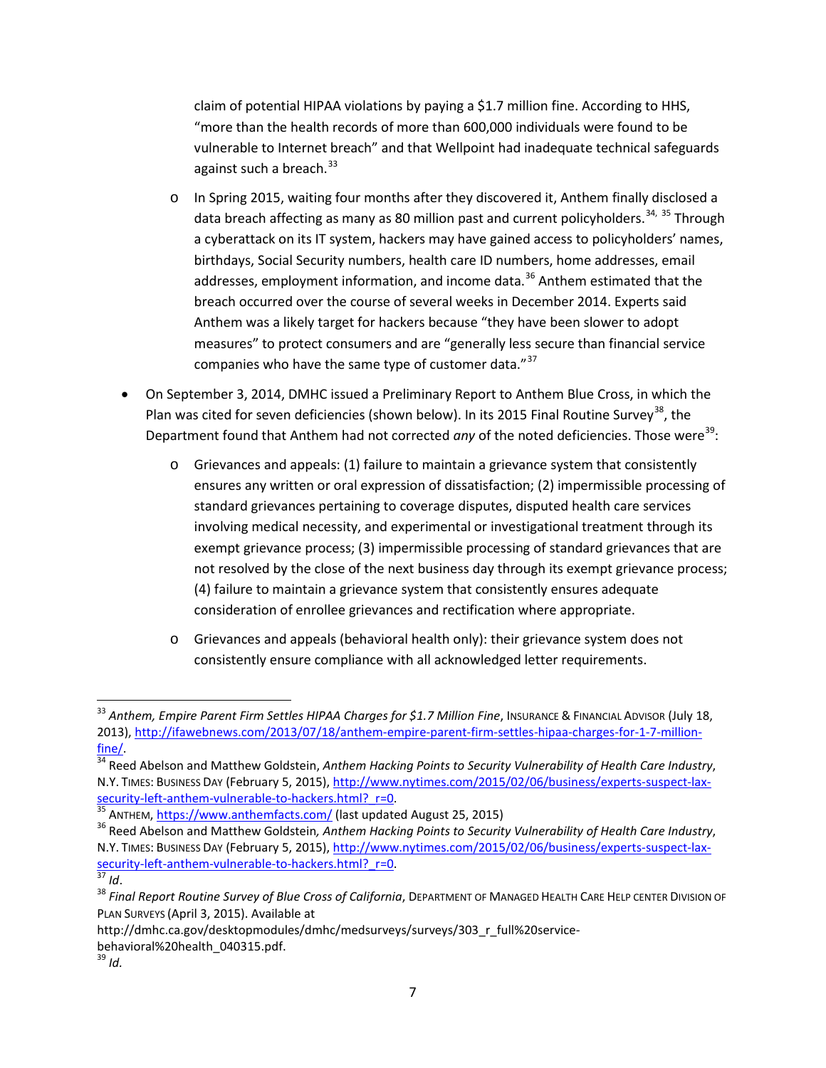claim of potential HIPAA violations by paying a $1.7 million fine. According to HHS, "more than the health records of more than 600,000 individuals were found to be vulnerable to Internet breach" and that Wellpoint had inadequate technical safeguards against such a breach.[33]

- In Spring 2015, waiting four months after they discovered it, Anthem finally disclosed a data breach affecting as many as 80 million past and current policyholders.[34, 35] Through a cyberattack on its IT system, hackers may have gained access to policyholders' names, birthdays, Social Security numbers, health care ID numbers, home addresses, email addresses, employment information, and income data.[36] Anthem estimated that the breach occurred over the course of several weeks in December 2014. Experts said Anthem was a likely target for hackers because "they have been slower to adopt measures" to protect consumers and are "generally less secure than financial service companies who have the same type of customer data."[37]

- On September 3, 2014, DMHC issued a Preliminary Report to Anthem Blue Cross, in which the Plan was cited for seven deficiencies (shown below). In its 2015 Final Routine Survey[38], the Department found that Anthem had not corrected *any* of the noted deficiencies. Those were[39]:
  - Grievances and appeals: (1) failure to maintain a grievance system that consistently ensures any written or oral expression of dissatisfaction; (2) impermissible processing of standard grievances pertaining to coverage disputes, disputed health care services involving medical necessity, and experimental or investigational treatment through its exempt grievance process; (3) impermissible processing of standard grievances that are not resolved by the close of the next business day through its exempt grievance process; (4) failure to maintain a grievance system that consistently ensures adequate consideration of enrollee grievances and rectification where appropriate.
  - Grievances and appeals (behavioral health only): their grievance system does not consistently ensure compliance with all acknowledged letter requirements.

---

[33] *Anthem, Empire Parent Firm Settles HIPAA Charges for $1.7 Million Fine*, Insurance & Financial Advisor (July 18, 2013), http://ifawebnews.com/2013/07/18/anthem-empire-parent-firm-settles-hipaa-charges-for-1-7-million-fine/.

[34] Reed Abelson and Matthew Goldstein, *Anthem Hacking Points to Security Vulnerability of Health Care Industry*, N.Y. Times: Business Day (February 5, 2015), http://www.nytimes.com/2015/02/06/business/experts-suspect-lax-security-left-anthem-vulnerable-to-hackers.html?_r=0.

[35] Anthem, https://www.anthemfacts.com/ (last updated August 25, 2015)

[36] Reed Abelson and Matthew Goldstein, *Anthem Hacking Points to Security Vulnerability of Health Care Industry*, N.Y. Times: Business Day (February 5, 2015), http://www.nytimes.com/2015/02/06/business/experts-suspect-lax-security-left-anthem-vulnerable-to-hackers.html?_r=0.

[37] *Id*.

[38] *Final Report Routine Survey of Blue Cross of California*, Department of Managed Health Care Help center Division of Plan Surveys (April 3, 2015). Available at http://dmhc.ca.gov/desktopmodules/dmhc/medsurveys/surveys/303_r_full%20service-behavioral%20health_040315.pdf.

[39] *Id.*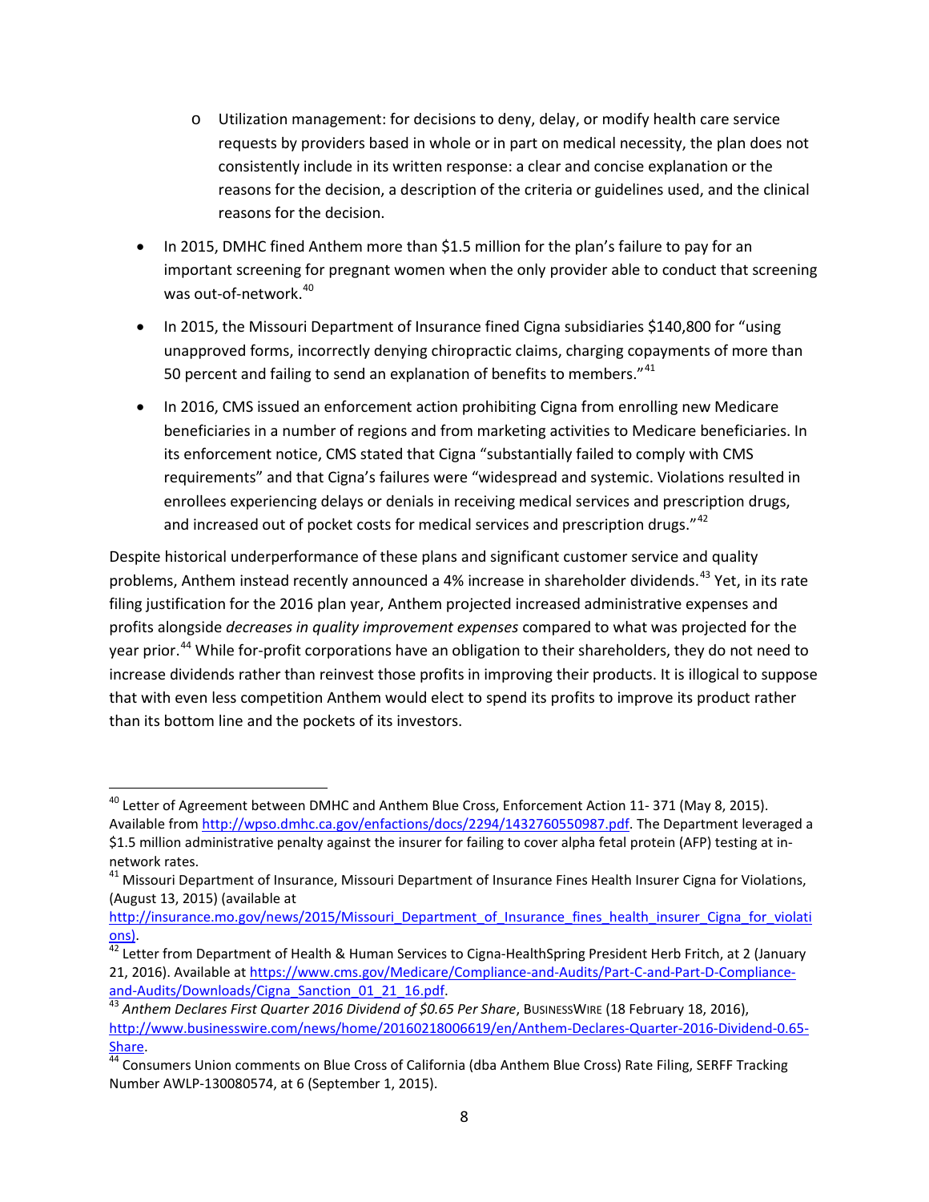- Utilization management: for decisions to deny, delay, or modify health care service requests by providers based in whole or in part on medical necessity, the plan does not consistently include in its written response: a clear and concise explanation or the reasons for the decision, a description of the criteria or guidelines used, and the clinical reasons for the decision.

- In 2015, DMHC fined Anthem more than $1.5 million for the plan's failure to pay for an important screening for pregnant women when the only provider able to conduct that screening was out-of-network.[40]

- In 2015, the Missouri Department of Insurance fined Cigna subsidiaries $140,800 for "using unapproved forms, incorrectly denying chiropractic claims, charging copayments of more than 50 percent and failing to send an explanation of benefits to members."[41]

- In 2016, CMS issued an enforcement action prohibiting Cigna from enrolling new Medicare beneficiaries in a number of regions and from marketing activities to Medicare beneficiaries. In its enforcement notice, CMS stated that Cigna "substantially failed to comply with CMS requirements" and that Cigna's failures were "widespread and systemic. Violations resulted in enrollees experiencing delays or denials in receiving medical services and prescription drugs, and increased out of pocket costs for medical services and prescription drugs."[42]

Despite historical underperformance of these plans and significant customer service and quality problems, Anthem instead recently announced a 4% increase in shareholder dividends.[43] Yet, in its rate filing justification for the 2016 plan year, Anthem projected increased administrative expenses and profits alongside *decreases in quality improvement expenses* compared to what was projected for the year prior.[44] While for-profit corporations have an obligation to their shareholders, they do not need to increase dividends rather than reinvest those profits in improving their products. It is illogical to suppose that with even less competition Anthem would elect to spend its profits to improve its product rather than its bottom line and the pockets of its investors.

---

[40] Letter of Agreement between DMHC and Anthem Blue Cross, Enforcement Action 11- 371 (May 8, 2015). Available from http://wpso.dmhc.ca.gov/enfactions/docs/2294/1432760550987.pdf. The Department leveraged a $1.5 million administrative penalty against the insurer for failing to cover alpha fetal protein (AFP) testing at in-network rates.

[41] Missouri Department of Insurance, Missouri Department of Insurance Fines Health Insurer Cigna for Violations, (August 13, 2015) (available at http://insurance.mo.gov/news/2015/Missouri_Department_of_Insurance_fines_health_insurer_Cigna_for_violations).

[42] Letter from Department of Health & Human Services to Cigna-HealthSpring President Herb Fritch, at 2 (January 21, 2016). Available at https://www.cms.gov/Medicare/Compliance-and-Audits/Part-C-and-Part-D-Compliance-and-Audits/Downloads/Cigna_Sanction_01_21_16.pdf.

[43] *Anthem Declares First Quarter 2016 Dividend of $0.65 Per Share*, BusinessWire (18 February 18, 2016), http://www.businesswire.com/news/home/20160218006619/en/Anthem-Declares-Quarter-2016-Dividend-0.65-Share.

[44] Consumers Union comments on Blue Cross of California (dba Anthem Blue Cross) Rate Filing, SERFF Tracking Number AWLP-130080574, at 6 (September 1, 2015).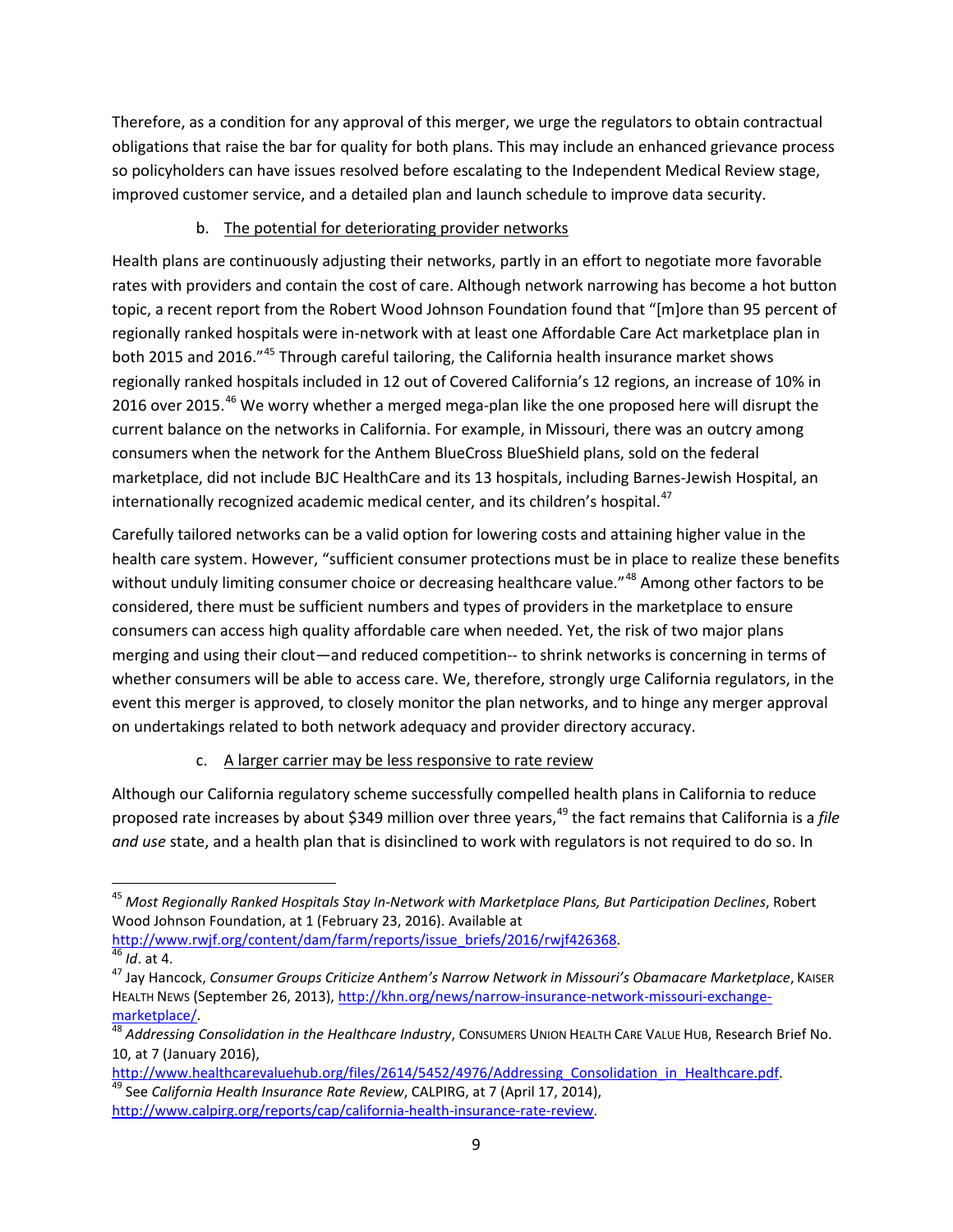Therefore, as a condition for any approval of this merger, we urge the regulators to obtain contractual obligations that raise the bar for quality for both plans. This may include an enhanced grievance process so policyholders can have issues resolved before escalating to the Independent Medical Review stage, improved customer service, and a detailed plan and launch schedule to improve data security.

b. <u>The potential for deteriorating provider networks</u>

Health plans are continuously adjusting their networks, partly in an effort to negotiate more favorable rates with providers and contain the cost of care. Although network narrowing has become a hot button topic, a recent report from the Robert Wood Johnson Foundation found that "[m]ore than 95 percent of regionally ranked hospitals were in-network with at least one Affordable Care Act marketplace plan in both 2015 and 2016."[45] Through careful tailoring, the California health insurance market shows regionally ranked hospitals included in 12 out of Covered California's 12 regions, an increase of 10% in 2016 over 2015.[46] We worry whether a merged mega-plan like the one proposed here will disrupt the current balance on the networks in California. For example, in Missouri, there was an outcry among consumers when the network for the Anthem BlueCross BlueShield plans, sold on the federal marketplace, did not include BJC HealthCare and its 13 hospitals, including Barnes-Jewish Hospital, an internationally recognized academic medical center, and its children's hospital.[47]

Carefully tailored networks can be a valid option for lowering costs and attaining higher value in the health care system. However, "sufficient consumer protections must be in place to realize these benefits without unduly limiting consumer choice or decreasing healthcare value."[48] Among other factors to be considered, there must be sufficient numbers and types of providers in the marketplace to ensure consumers can access high quality affordable care when needed. Yet, the risk of two major plans merging and using their clout—and reduced competition-- to shrink networks is concerning in terms of whether consumers will be able to access care. We, therefore, strongly urge California regulators, in the event this merger is approved, to closely monitor the plan networks, and to hinge any merger approval on undertakings related to both network adequacy and provider directory accuracy.

c. <u>A larger carrier may be less responsive to rate review</u>

Although our California regulatory scheme successfully compelled health plans in California to reduce proposed rate increases by about $349 million over three years,[49] the fact remains that California is a *file and use* state, and a health plan that is disinclined to work with regulators is not required to do so. In

---

[45] *Most Regionally Ranked Hospitals Stay In-Network with Marketplace Plans, But Participation Declines*, Robert Wood Johnson Foundation, at 1 (February 23, 2016). Available at http://www.rwjf.org/content/dam/farm/reports/issue_briefs/2016/rwjf426368.

[46] *Id*. at 4.

[47] Jay Hancock, *Consumer Groups Criticize Anthem's Narrow Network in Missouri's Obamacare Marketplace*, KAISER HEALTH NEWS (September 26, 2013), http://khn.org/news/narrow-insurance-network-missouri-exchange-marketplace/.

[48] *Addressing Consolidation in the Healthcare Industry*, CONSUMERS UNION HEALTH CARE VALUE HUB, Research Brief No. 10, at 7 (January 2016), http://www.healthcarevaluehub.org/files/2614/5452/4976/Addressing_Consolidation_in_Healthcare.pdf.

[49] See *California Health Insurance Rate Review*, CALPIRG, at 7 (April 17, 2014), http://www.calpirg.org/reports/cap/california-health-insurance-rate-review.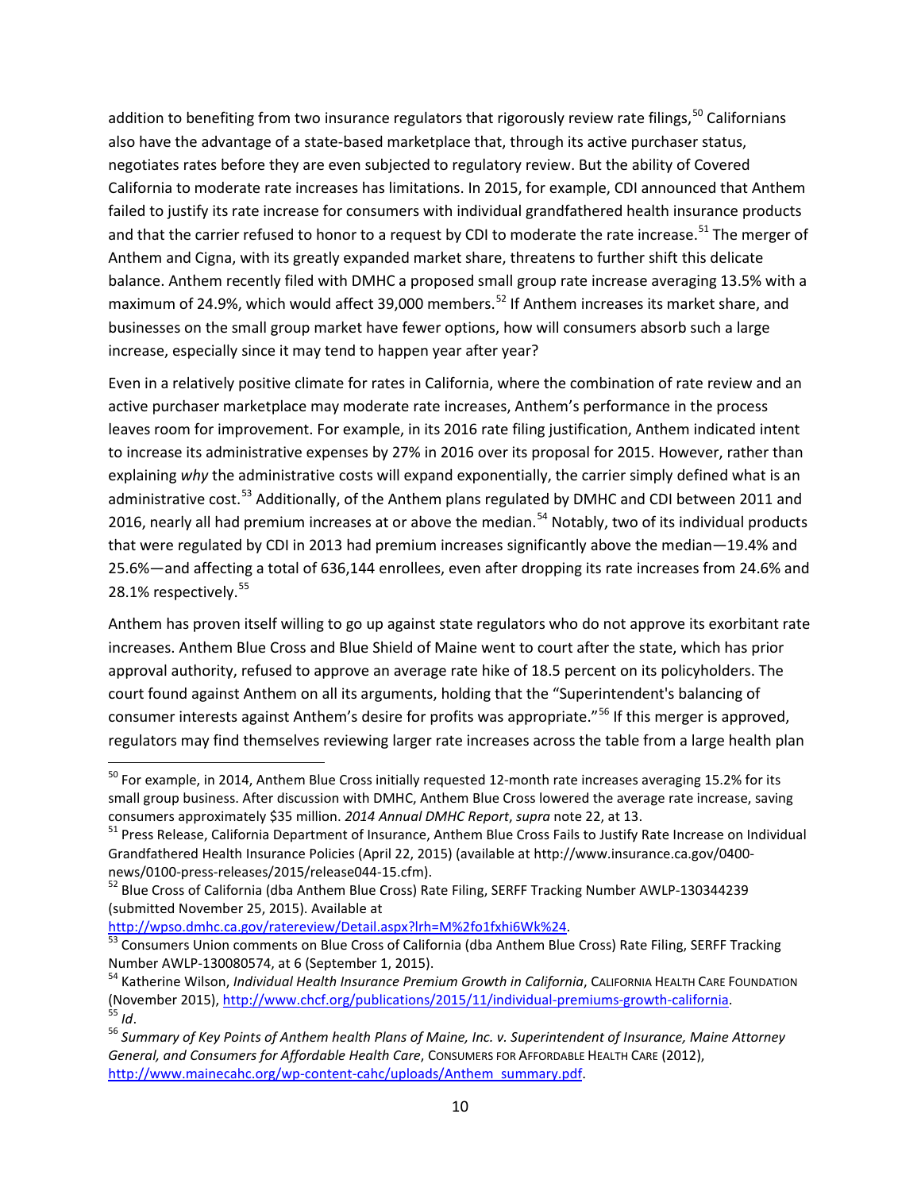addition to benefiting from two insurance regulators that rigorously review rate filings,[50] Californians also have the advantage of a state-based marketplace that, through its active purchaser status, negotiates rates before they are even subjected to regulatory review. But the ability of Covered California to moderate rate increases has limitations. In 2015, for example, CDI announced that Anthem failed to justify its rate increase for consumers with individual grandfathered health insurance products and that the carrier refused to honor to a request by CDI to moderate the rate increase.[51] The merger of Anthem and Cigna, with its greatly expanded market share, threatens to further shift this delicate balance. Anthem recently filed with DMHC a proposed small group rate increase averaging 13.5% with a maximum of 24.9%, which would affect 39,000 members.[52] If Anthem increases its market share, and businesses on the small group market have fewer options, how will consumers absorb such a large increase, especially since it may tend to happen year after year?

Even in a relatively positive climate for rates in California, where the combination of rate review and an active purchaser marketplace may moderate rate increases, Anthem's performance in the process leaves room for improvement. For example, in its 2016 rate filing justification, Anthem indicated intent to increase its administrative expenses by 27% in 2016 over its proposal for 2015. However, rather than explaining *why* the administrative costs will expand exponentially, the carrier simply defined what is an administrative cost.[53] Additionally, of the Anthem plans regulated by DMHC and CDI between 2011 and 2016, nearly all had premium increases at or above the median.[54] Notably, two of its individual products that were regulated by CDI in 2013 had premium increases significantly above the median—19.4% and 25.6%—and affecting a total of 636,144 enrollees, even after dropping its rate increases from 24.6% and 28.1% respectively.[55]

Anthem has proven itself willing to go up against state regulators who do not approve its exorbitant rate increases. Anthem Blue Cross and Blue Shield of Maine went to court after the state, which has prior approval authority, refused to approve an average rate hike of 18.5 percent on its policyholders. The court found against Anthem on all its arguments, holding that the "Superintendent's balancing of consumer interests against Anthem's desire for profits was appropriate."[56] If this merger is approved, regulators may find themselves reviewing larger rate increases across the table from a large health plan

---

[50] For example, in 2014, Anthem Blue Cross initially requested 12-month rate increases averaging 15.2% for its small group business. After discussion with DMHC, Anthem Blue Cross lowered the average rate increase, saving consumers approximately $35 million. *2014 Annual DMHC Report*, *supra* note 22, at 13.

[51] Press Release, California Department of Insurance, Anthem Blue Cross Fails to Justify Rate Increase on Individual Grandfathered Health Insurance Policies (April 22, 2015) (available at http://www.insurance.ca.gov/0400-news/0100-press-releases/2015/release044-15.cfm).

[52] Blue Cross of California (dba Anthem Blue Cross) Rate Filing, SERFF Tracking Number AWLP-130344239 (submitted November 25, 2015). Available at http://wpso.dmhc.ca.gov/ratereview/Detail.aspx?lrh=M%2fo1fxhi6Wk%24.

[53] Consumers Union comments on Blue Cross of California (dba Anthem Blue Cross) Rate Filing, SERFF Tracking Number AWLP-130080574, at 6 (September 1, 2015).

[54] Katherine Wilson, *Individual Health Insurance Premium Growth in California*, CALIFORNIA HEALTH CARE FOUNDATION (November 2015), http://www.chcf.org/publications/2015/11/individual-premiums-growth-california.

[55] *Id*.

[56] *Summary of Key Points of Anthem health Plans of Maine, Inc. v. Superintendent of Insurance, Maine Attorney General, and Consumers for Affordable Health Care*, CONSUMERS FOR AFFORDABLE HEALTH CARE (2012), http://www.mainecahc.org/wp-content-cahc/uploads/Anthem_summary.pdf.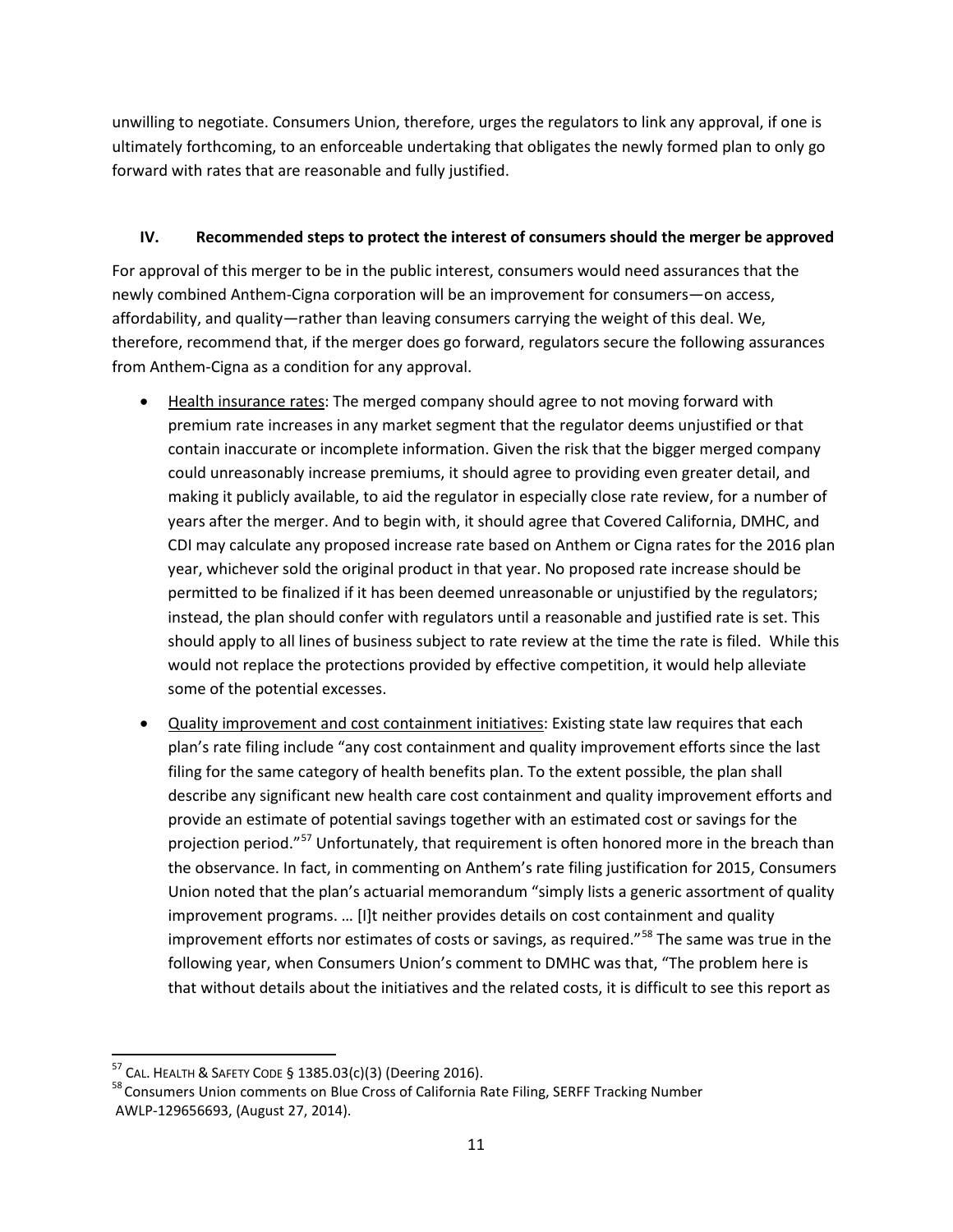unwilling to negotiate. Consumers Union, therefore, urges the regulators to link any approval, if one is ultimately forthcoming, to an enforceable undertaking that obligates the newly formed plan to only go forward with rates that are reasonable and fully justified.

## IV. Recommended steps to protect the interest of consumers should the merger be approved

For approval of this merger to be in the public interest, consumers would need assurances that the newly combined Anthem-Cigna corporation will be an improvement for consumers—on access, affordability, and quality—rather than leaving consumers carrying the weight of this deal. We, therefore, recommend that, if the merger does go forward, regulators secure the following assurances from Anthem-Cigna as a condition for any approval.

- Health insurance rates: The merged company should agree to not moving forward with premium rate increases in any market segment that the regulator deems unjustified or that contain inaccurate or incomplete information. Given the risk that the bigger merged company could unreasonably increase premiums, it should agree to providing even greater detail, and making it publicly available, to aid the regulator in especially close rate review, for a number of years after the merger. And to begin with, it should agree that Covered California, DMHC, and CDI may calculate any proposed increase rate based on Anthem or Cigna rates for the 2016 plan year, whichever sold the original product in that year. No proposed rate increase should be permitted to be finalized if it has been deemed unreasonable or unjustified by the regulators; instead, the plan should confer with regulators until a reasonable and justified rate is set. This should apply to all lines of business subject to rate review at the time the rate is filed. While this would not replace the protections provided by effective competition, it would help alleviate some of the potential excesses.
- Quality improvement and cost containment initiatives: Existing state law requires that each plan's rate filing include "any cost containment and quality improvement efforts since the last filing for the same category of health benefits plan. To the extent possible, the plan shall describe any significant new health care cost containment and quality improvement efforts and provide an estimate of potential savings together with an estimated cost or savings for the projection period."[57] Unfortunately, that requirement is often honored more in the breach than the observance. In fact, in commenting on Anthem's rate filing justification for 2015, Consumers Union noted that the plan's actuarial memorandum "simply lists a generic assortment of quality improvement programs. … [I]t neither provides details on cost containment and quality improvement efforts nor estimates of costs or savings, as required."[58] The same was true in the following year, when Consumers Union's comment to DMHC was that, "The problem here is that without details about the initiatives and the related costs, it is difficult to see this report as

---

[57] CAL. HEALTH & SAFETY CODE § 1385.03(c)(3) (Deering 2016).

[58] Consumers Union comments on Blue Cross of California Rate Filing, SERFF Tracking Number AWLP-129656693, (August 27, 2014).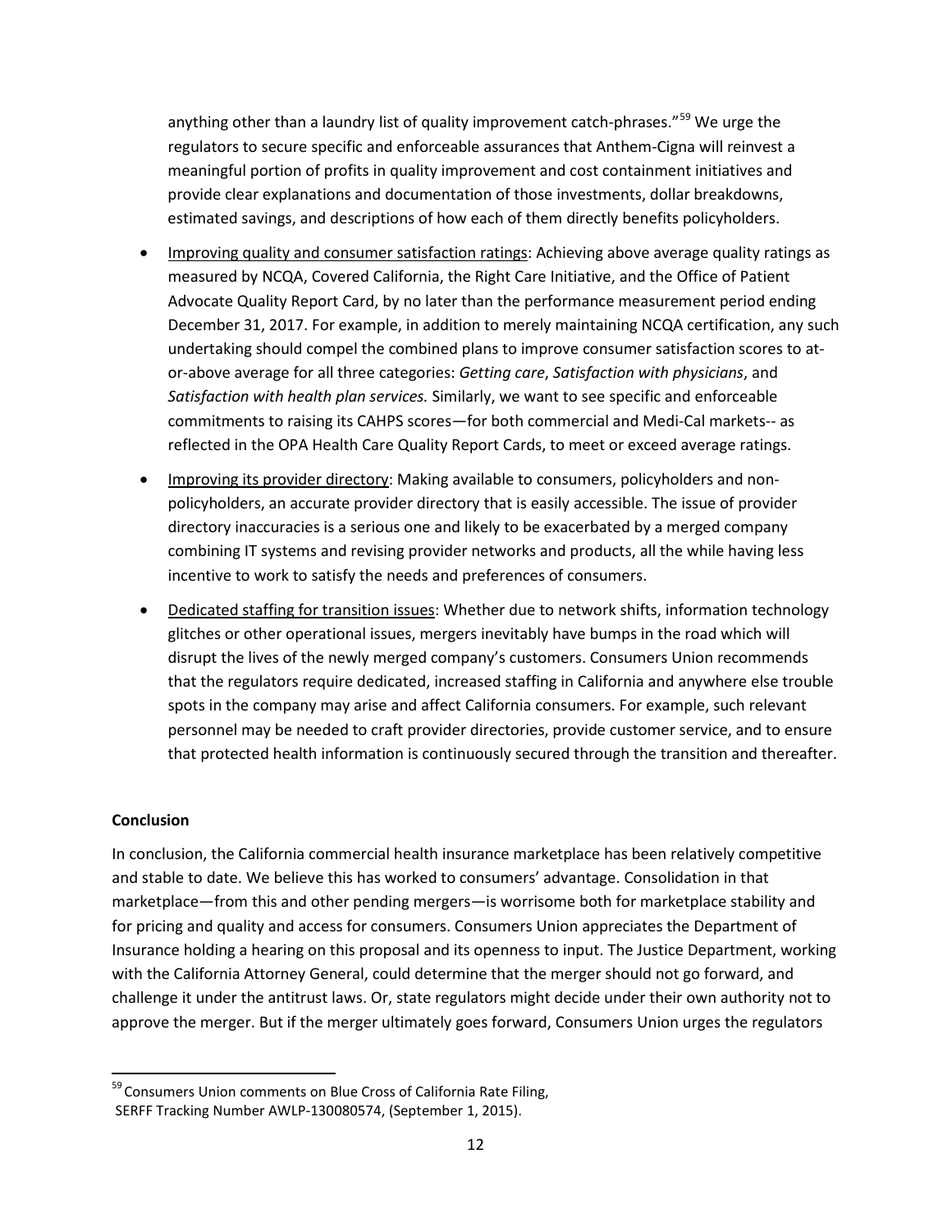anything other than a laundry list of quality improvement catch-phrases."[59] We urge the regulators to secure specific and enforceable assurances that Anthem-Cigna will reinvest a meaningful portion of profits in quality improvement and cost containment initiatives and provide clear explanations and documentation of those investments, dollar breakdowns, estimated savings, and descriptions of how each of them directly benefits policyholders.

- Improving quality and consumer satisfaction ratings: Achieving above average quality ratings as measured by NCQA, Covered California, the Right Care Initiative, and the Office of Patient Advocate Quality Report Card, by no later than the performance measurement period ending December 31, 2017. For example, in addition to merely maintaining NCQA certification, any such undertaking should compel the combined plans to improve consumer satisfaction scores to at-or-above average for all three categories: *Getting care*, *Satisfaction with physicians*, and *Satisfaction with health plan services.* Similarly, we want to see specific and enforceable commitments to raising its CAHPS scores—for both commercial and Medi-Cal markets-- as reflected in the OPA Health Care Quality Report Cards, to meet or exceed average ratings.
- Improving its provider directory: Making available to consumers, policyholders and non-policyholders, an accurate provider directory that is easily accessible. The issue of provider directory inaccuracies is a serious one and likely to be exacerbated by a merged company combining IT systems and revising provider networks and products, all the while having less incentive to work to satisfy the needs and preferences of consumers.
- Dedicated staffing for transition issues: Whether due to network shifts, information technology glitches or other operational issues, mergers inevitably have bumps in the road which will disrupt the lives of the newly merged company's customers. Consumers Union recommends that the regulators require dedicated, increased staffing in California and anywhere else trouble spots in the company may arise and affect California consumers. For example, such relevant personnel may be needed to craft provider directories, provide customer service, and to ensure that protected health information is continuously secured through the transition and thereafter.

**Conclusion**

In conclusion, the California commercial health insurance marketplace has been relatively competitive and stable to date. We believe this has worked to consumers' advantage. Consolidation in that marketplace—from this and other pending mergers—is worrisome both for marketplace stability and for pricing and quality and access for consumers. Consumers Union appreciates the Department of Insurance holding a hearing on this proposal and its openness to input. The Justice Department, working with the California Attorney General, could determine that the merger should not go forward, and challenge it under the antitrust laws. Or, state regulators might decide under their own authority not to approve the merger. But if the merger ultimately goes forward, Consumers Union urges the regulators

[59] Consumers Union comments on Blue Cross of California Rate Filing, SERFF Tracking Number AWLP-130080574, (September 1, 2015).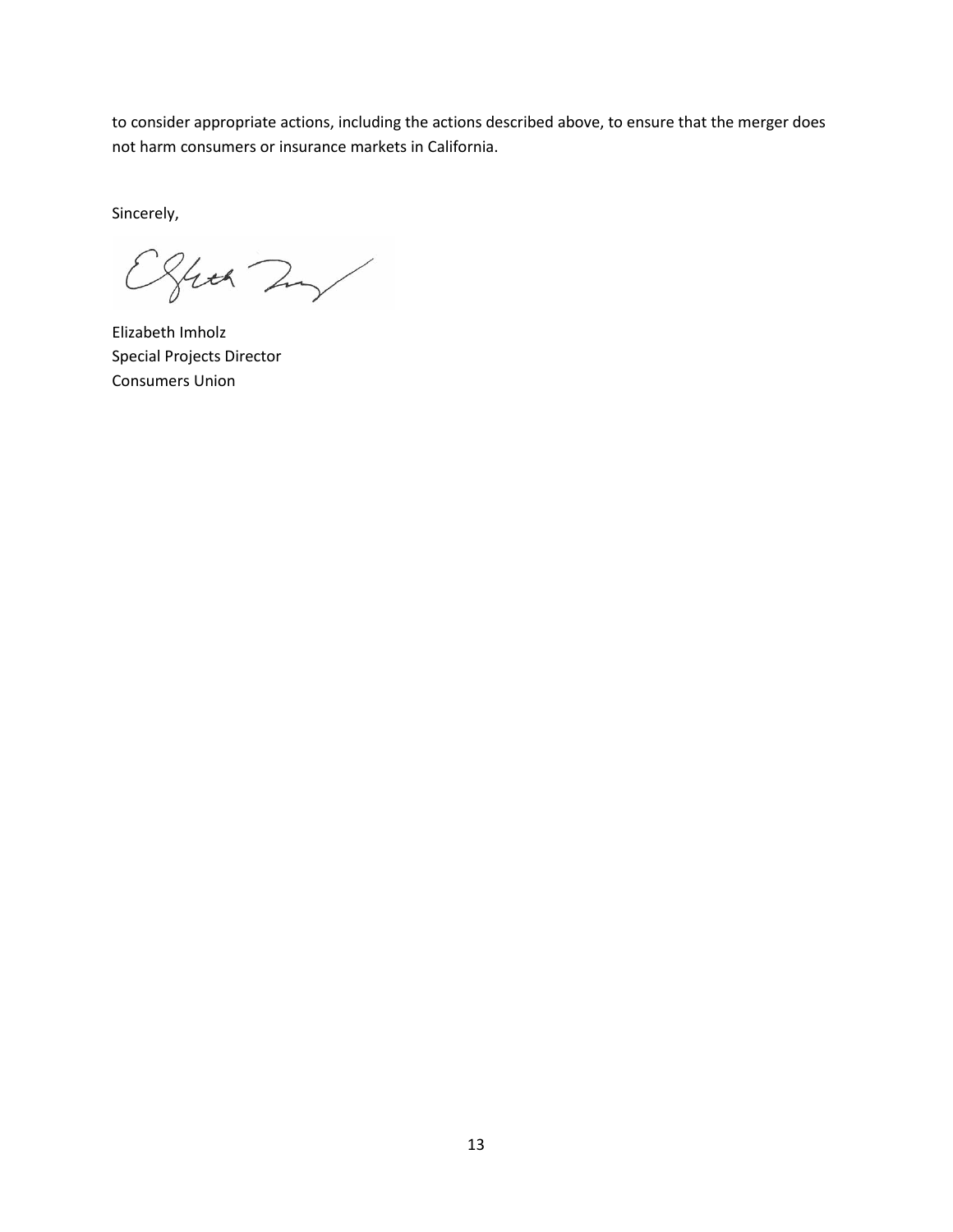to consider appropriate actions, including the actions described above, to ensure that the merger does not harm consumers or insurance markets in California.

Sincerely,

Elizabeth Imholz
Special Projects Director
Consumers Union